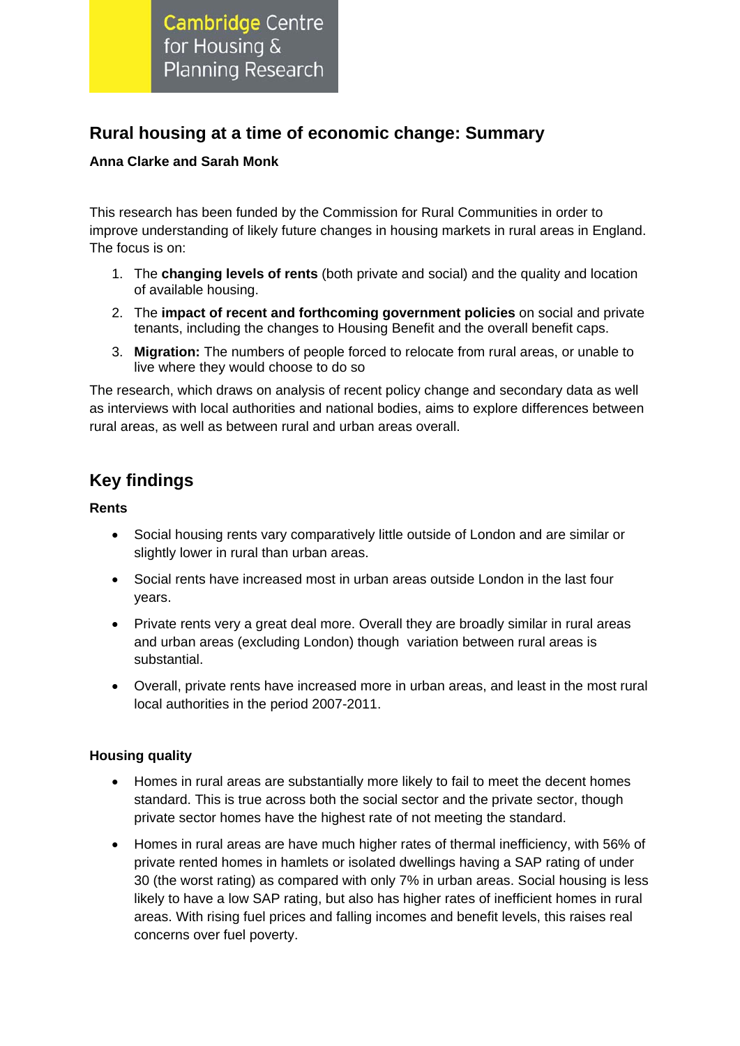Cambridge Centre for Housing & Planning Research

# Rural housing at a time of economic change: Summary

**Anna Clarke and Sarah Monk**

This research has been funded by the Commission for Rural Communities in order to improve understanding of likely future changes in housing markets in rural areas in England. The focus is on:

1. The **changing levels of rents** (both private and social) and the quality and location of available housing.
2. The **impact of recent and forthcoming government policies** on social and private tenants, including the changes to Housing Benefit and the overall benefit caps.
3. **Migration:** The numbers of people forced to relocate from rural areas, or unable to live where they would choose to do so

The research, which draws on analysis of recent policy change and secondary data as well as interviews with local authorities and national bodies, aims to explore differences between rural areas, as well as between rural and urban areas overall.

## Key findings

**Rents**

- Social housing rents vary comparatively little outside of London and are similar or slightly lower in rural than urban areas.
- Social rents have increased most in urban areas outside London in the last four years.
- Private rents very a great deal more. Overall they are broadly similar in rural areas and urban areas (excluding London) though variation between rural areas is substantial.
- Overall, private rents have increased more in urban areas, and least in the most rural local authorities in the period 2007-2011.

**Housing quality**

- Homes in rural areas are substantially more likely to fail to meet the decent homes standard. This is true across both the social sector and the private sector, though private sector homes have the highest rate of not meeting the standard.
- Homes in rural areas are have much higher rates of thermal inefficiency, with 56% of private rented homes in hamlets or isolated dwellings having a SAP rating of under 30 (the worst rating) as compared with only 7% in urban areas. Social housing is less likely to have a low SAP rating, but also has higher rates of inefficient homes in rural areas. With rising fuel prices and falling incomes and benefit levels, this raises real concerns over fuel poverty.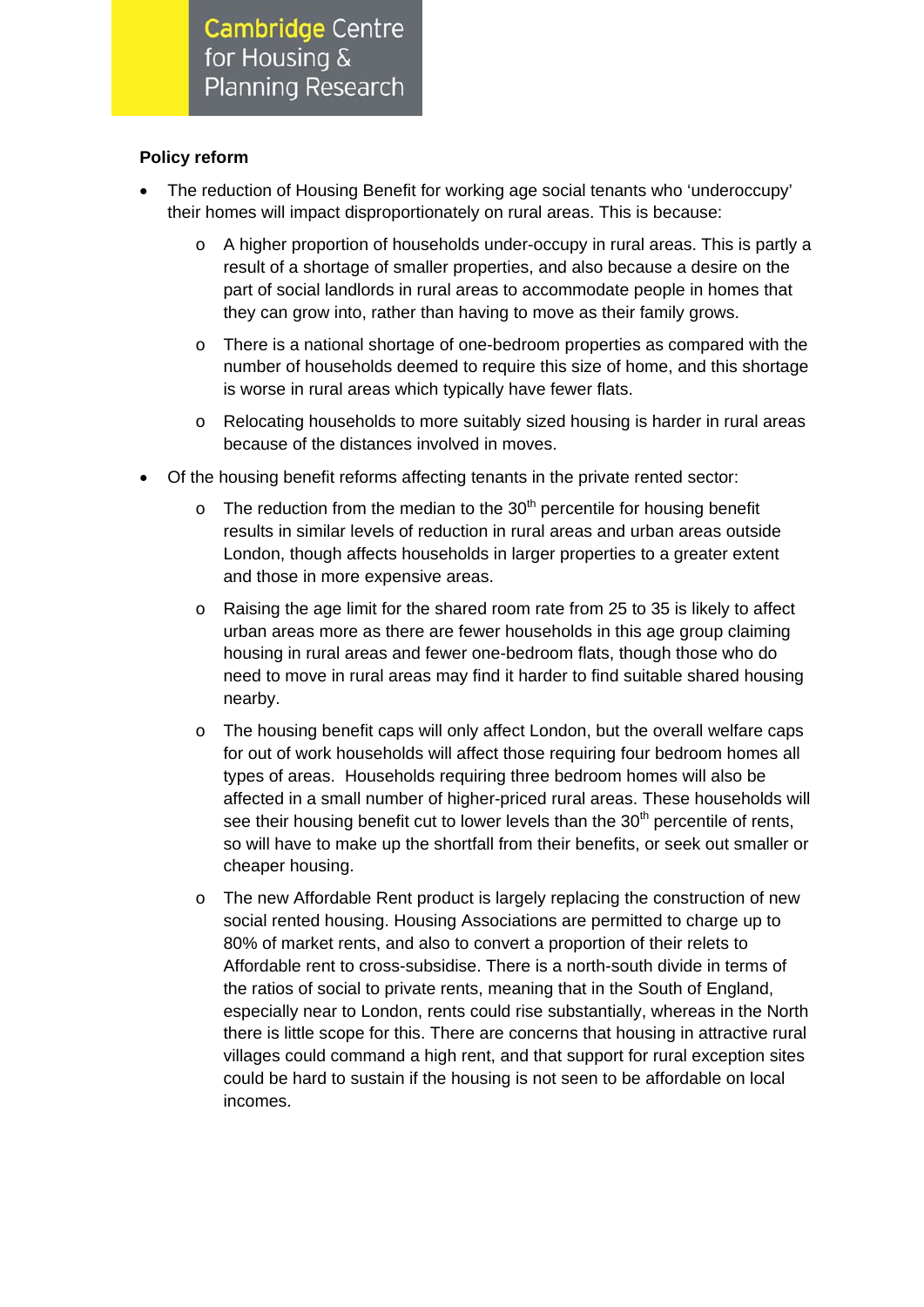**Policy reform**

- The reduction of Housing Benefit for working age social tenants who 'underoccupy' their homes will impact disproportionately on rural areas. This is because:
  - A higher proportion of households under-occupy in rural areas. This is partly a result of a shortage of smaller properties, and also because a desire on the part of social landlords in rural areas to accommodate people in homes that they can grow into, rather than having to move as their family grows.
  - There is a national shortage of one-bedroom properties as compared with the number of households deemed to require this size of home, and this shortage is worse in rural areas which typically have fewer flats.
  - Relocating households to more suitably sized housing is harder in rural areas because of the distances involved in moves.
- Of the housing benefit reforms affecting tenants in the private rented sector:
  - The reduction from the median to the 30th percentile for housing benefit results in similar levels of reduction in rural areas and urban areas outside London, though affects households in larger properties to a greater extent and those in more expensive areas.
  - Raising the age limit for the shared room rate from 25 to 35 is likely to affect urban areas more as there are fewer households in this age group claiming housing in rural areas and fewer one-bedroom flats, though those who do need to move in rural areas may find it harder to find suitable shared housing nearby.
  - The housing benefit caps will only affect London, but the overall welfare caps for out of work households will affect those requiring four bedroom homes all types of areas. Households requiring three bedroom homes will also be affected in a small number of higher-priced rural areas. These households will see their housing benefit cut to lower levels than the 30th percentile of rents, so will have to make up the shortfall from their benefits, or seek out smaller or cheaper housing.
  - The new Affordable Rent product is largely replacing the construction of new social rented housing. Housing Associations are permitted to charge up to 80% of market rents, and also to convert a proportion of their relets to Affordable rent to cross-subsidise. There is a north-south divide in terms of the ratios of social to private rents, meaning that in the South of England, especially near to London, rents could rise substantially, whereas in the North there is little scope for this. There are concerns that housing in attractive rural villages could command a high rent, and that support for rural exception sites could be hard to sustain if the housing is not seen to be affordable on local incomes.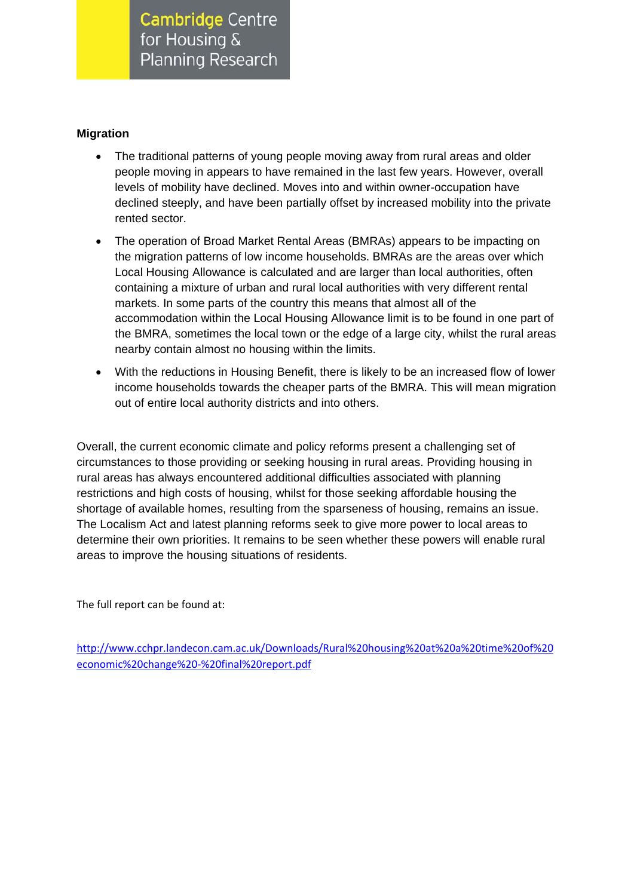**Migration**

- The traditional patterns of young people moving away from rural areas and older people moving in appears to have remained in the last few years. However, overall levels of mobility have declined. Moves into and within owner-occupation have declined steeply, and have been partially offset by increased mobility into the private rented sector.
- The operation of Broad Market Rental Areas (BMRAs) appears to be impacting on the migration patterns of low income households. BMRAs are the areas over which Local Housing Allowance is calculated and are larger than local authorities, often containing a mixture of urban and rural local authorities with very different rental markets. In some parts of the country this means that almost all of the accommodation within the Local Housing Allowance limit is to be found in one part of the BMRA, sometimes the local town or the edge of a large city, whilst the rural areas nearby contain almost no housing within the limits.
- With the reductions in Housing Benefit, there is likely to be an increased flow of lower income households towards the cheaper parts of the BMRA. This will mean migration out of entire local authority districts and into others.

Overall, the current economic climate and policy reforms present a challenging set of circumstances to those providing or seeking housing in rural areas. Providing housing in rural areas has always encountered additional difficulties associated with planning restrictions and high costs of housing, whilst for those seeking affordable housing the shortage of available homes, resulting from the sparseness of housing, remains an issue. The Localism Act and latest planning reforms seek to give more power to local areas to determine their own priorities. It remains to be seen whether these powers will enable rural areas to improve the housing situations of residents.

The full report can be found at:

http://www.cchpr.landecon.cam.ac.uk/Downloads/Rural%20housing%20at%20a%20time%20of%20economic%20change%20-%20final%20report.pdf